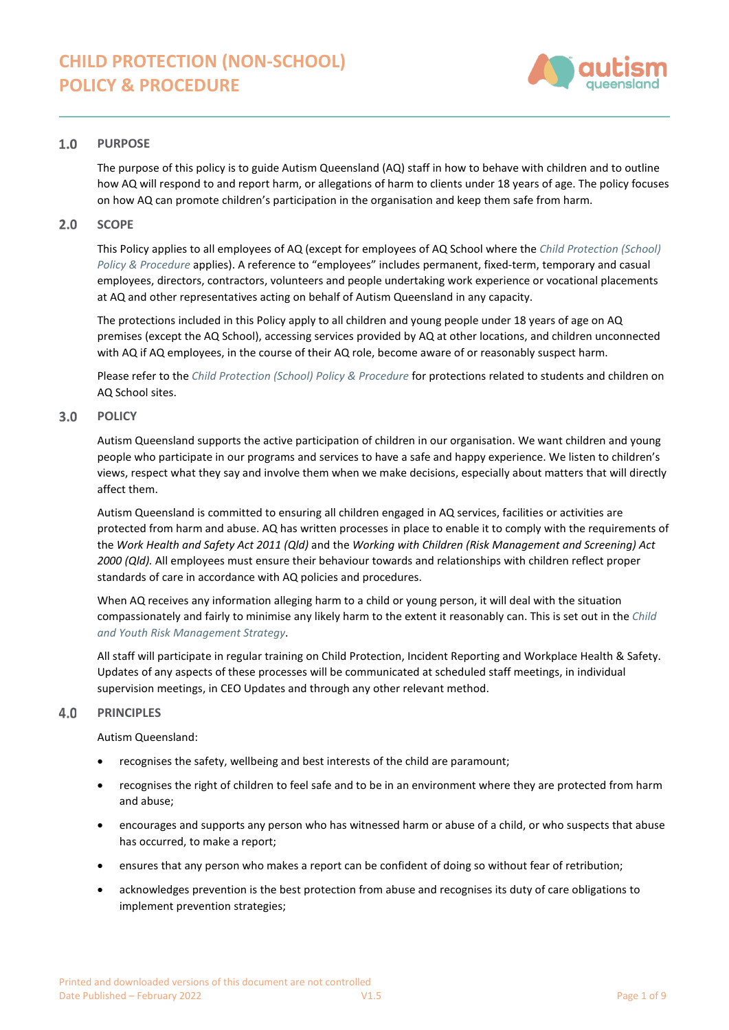# CHILD PROTECTION (NON-SCHOOL) POLICY & PROCEDURE

## 1.0 PURPOSE

The purpose of this policy is to guide Autism Queensland (AQ) staff in how to behave with children and to outline how AQ will respond to and report harm, or allegations of harm to clients under 18 years of age. The policy focuses on how AQ can promote children's participation in the organisation and keep them safe from harm.

## 2.0 SCOPE

This Policy applies to all employees of AQ (except for employees of AQ School where the *Child Protection (School) Policy & Procedure* applies). A reference to "employees" includes permanent, fixed-term, temporary and casual employees, directors, contractors, volunteers and people undertaking work experience or vocational placements at AQ and other representatives acting on behalf of Autism Queensland in any capacity.

The protections included in this Policy apply to all children and young people under 18 years of age on AQ premises (except the AQ School), accessing services provided by AQ at other locations, and children unconnected with AQ if AQ employees, in the course of their AQ role, become aware of or reasonably suspect harm.

Please refer to the *Child Protection (School) Policy & Procedure* for protections related to students and children on AQ School sites.

## 3.0 POLICY

Autism Queensland supports the active participation of children in our organisation. We want children and young people who participate in our programs and services to have a safe and happy experience. We listen to children's views, respect what they say and involve them when we make decisions, especially about matters that will directly affect them.

Autism Queensland is committed to ensuring all children engaged in AQ services, facilities or activities are protected from harm and abuse. AQ has written processes in place to enable it to comply with the requirements of the *Work Health and Safety Act 2011 (Qld)* and the *Working with Children (Risk Management and Screening) Act 2000 (Qld).* All employees must ensure their behaviour towards and relationships with children reflect proper standards of care in accordance with AQ policies and procedures.

When AQ receives any information alleging harm to a child or young person, it will deal with the situation compassionately and fairly to minimise any likely harm to the extent it reasonably can. This is set out in the *Child and Youth Risk Management Strategy*.

All staff will participate in regular training on Child Protection, Incident Reporting and Workplace Health & Safety. Updates of any aspects of these processes will be communicated at scheduled staff meetings, in individual supervision meetings, in CEO Updates and through any other relevant method.

## 4.0 PRINCIPLES

Autism Queensland:

- recognises the safety, wellbeing and best interests of the child are paramount;
- recognises the right of children to feel safe and to be in an environment where they are protected from harm and abuse;
- encourages and supports any person who has witnessed harm or abuse of a child, or who suspects that abuse has occurred, to make a report;
- ensures that any person who makes a report can be confident of doing so without fear of retribution;
- acknowledges prevention is the best protection from abuse and recognises its duty of care obligations to implement prevention strategies;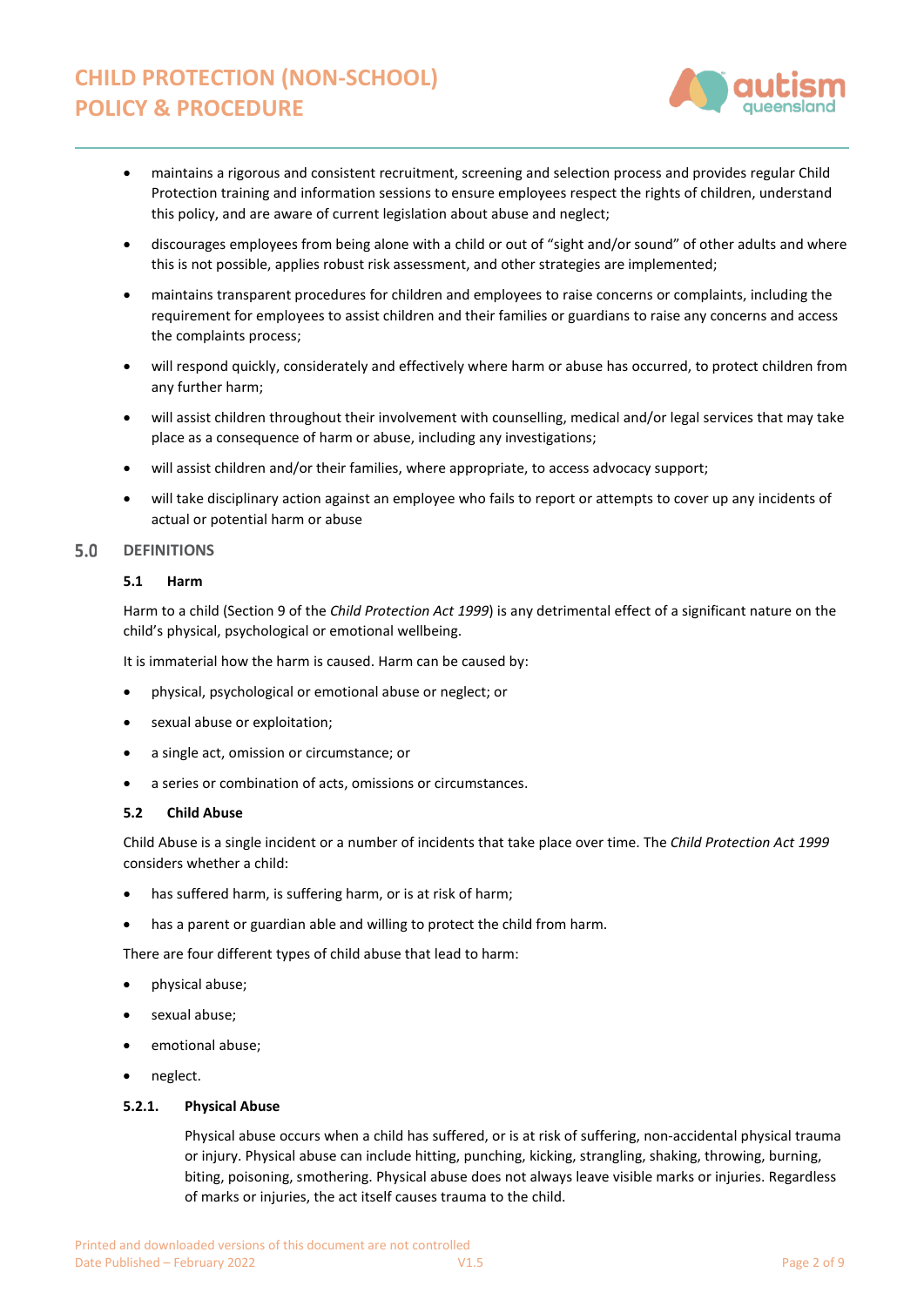- maintains a rigorous and consistent recruitment, screening and selection process and provides regular Child Protection training and information sessions to ensure employees respect the rights of children, understand this policy, and are aware of current legislation about abuse and neglect;
- discourages employees from being alone with a child or out of "sight and/or sound" of other adults and where this is not possible, applies robust risk assessment, and other strategies are implemented;
- maintains transparent procedures for children and employees to raise concerns or complaints, including the requirement for employees to assist children and their families or guardians to raise any concerns and access the complaints process;
- will respond quickly, considerately and effectively where harm or abuse has occurred, to protect children from any further harm;
- will assist children throughout their involvement with counselling, medical and/or legal services that may take place as a consequence of harm or abuse, including any investigations;
- will assist children and/or their families, where appropriate, to access advocacy support;
- will take disciplinary action against an employee who fails to report or attempts to cover up any incidents of actual or potential harm or abuse

## 5.0 DEFINITIONS

### 5.1 Harm

Harm to a child (Section 9 of the *Child Protection Act 1999*) is any detrimental effect of a significant nature on the child's physical, psychological or emotional wellbeing.

It is immaterial how the harm is caused. Harm can be caused by:

- physical, psychological or emotional abuse or neglect; or
- sexual abuse or exploitation;
- a single act, omission or circumstance; or
- a series or combination of acts, omissions or circumstances.

### 5.2 Child Abuse

Child Abuse is a single incident or a number of incidents that take place over time. The *Child Protection Act 1999* considers whether a child:

- has suffered harm, is suffering harm, or is at risk of harm;
- has a parent or guardian able and willing to protect the child from harm.

There are four different types of child abuse that lead to harm:

- physical abuse;
- sexual abuse;
- emotional abuse;
- neglect.

#### 5.2.1. Physical Abuse

Physical abuse occurs when a child has suffered, or is at risk of suffering, non-accidental physical trauma or injury. Physical abuse can include hitting, punching, kicking, strangling, shaking, throwing, burning, biting, poisoning, smothering. Physical abuse does not always leave visible marks or injuries. Regardless of marks or injuries, the act itself causes trauma to the child.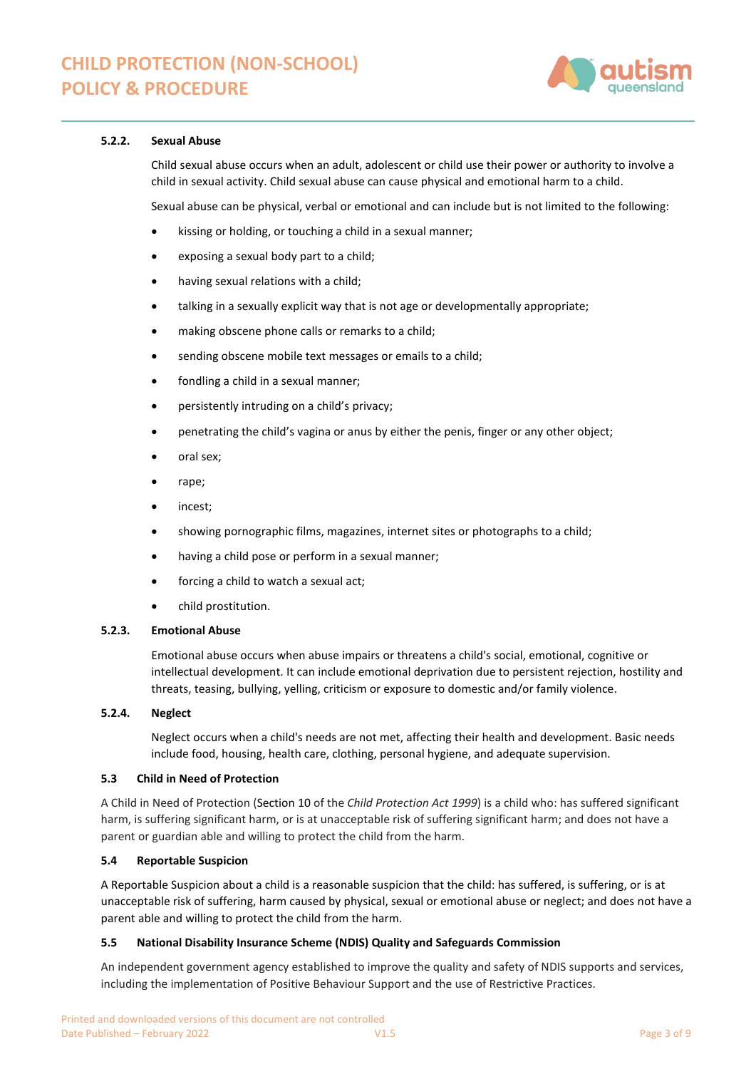#### 5.2.2. Sexual Abuse

Child sexual abuse occurs when an adult, adolescent or child use their power or authority to involve a child in sexual activity. Child sexual abuse can cause physical and emotional harm to a child.

Sexual abuse can be physical, verbal or emotional and can include but is not limited to the following:

- kissing or holding, or touching a child in a sexual manner;
- exposing a sexual body part to a child;
- having sexual relations with a child;
- talking in a sexually explicit way that is not age or developmentally appropriate;
- making obscene phone calls or remarks to a child;
- sending obscene mobile text messages or emails to a child;
- fondling a child in a sexual manner;
- persistently intruding on a child's privacy;
- penetrating the child's vagina or anus by either the penis, finger or any other object;
- oral sex;
- rape;
- incest;
- showing pornographic films, magazines, internet sites or photographs to a child;
- having a child pose or perform in a sexual manner;
- forcing a child to watch a sexual act;
- child prostitution.

#### 5.2.3. Emotional Abuse

Emotional abuse occurs when abuse impairs or threatens a child's social, emotional, cognitive or intellectual development. It can include emotional deprivation due to persistent rejection, hostility and threats, teasing, bullying, yelling, criticism or exposure to domestic and/or family violence.

#### 5.2.4. Neglect

Neglect occurs when a child's needs are not met, affecting their health and development. Basic needs include food, housing, health care, clothing, personal hygiene, and adequate supervision.

### 5.3 Child in Need of Protection

A Child in Need of Protection (Section 10 of the *Child Protection Act 1999*) is a child who: has suffered significant harm, is suffering significant harm, or is at unacceptable risk of suffering significant harm; and does not have a parent or guardian able and willing to protect the child from the harm.

### 5.4 Reportable Suspicion

A Reportable Suspicion about a child is a reasonable suspicion that the child: has suffered, is suffering, or is at unacceptable risk of suffering, harm caused by physical, sexual or emotional abuse or neglect; and does not have a parent able and willing to protect the child from the harm.

### 5.5 National Disability Insurance Scheme (NDIS) Quality and Safeguards Commission

An independent government agency established to improve the quality and safety of NDIS supports and services, including the implementation of Positive Behaviour Support and the use of Restrictive Practices.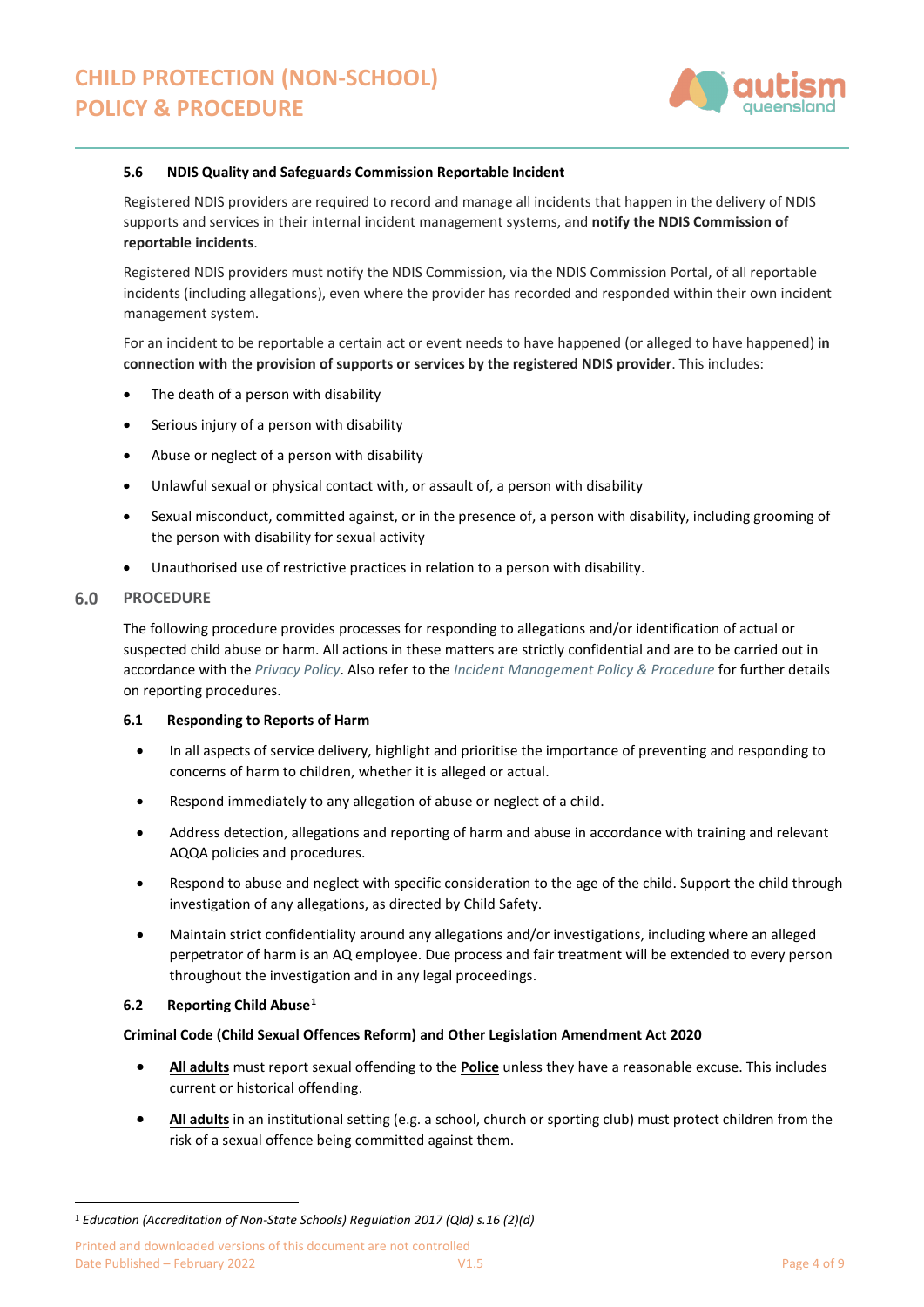### 5.6 NDIS Quality and Safeguards Commission Reportable Incident

Registered NDIS providers are required to record and manage all incidents that happen in the delivery of NDIS supports and services in their internal incident management systems, and **notify the NDIS Commission of reportable incidents**.

Registered NDIS providers must notify the NDIS Commission, via the NDIS Commission Portal, of all reportable incidents (including allegations), even where the provider has recorded and responded within their own incident management system.

For an incident to be reportable a certain act or event needs to have happened (or alleged to have happened) **in connection with the provision of supports or services by the registered NDIS provider**. This includes:

- The death of a person with disability
- Serious injury of a person with disability
- Abuse or neglect of a person with disability
- Unlawful sexual or physical contact with, or assault of, a person with disability
- Sexual misconduct, committed against, or in the presence of, a person with disability, including grooming of the person with disability for sexual activity
- Unauthorised use of restrictive practices in relation to a person with disability.

## 6.0 PROCEDURE

The following procedure provides processes for responding to allegations and/or identification of actual or suspected child abuse or harm. All actions in these matters are strictly confidential and are to be carried out in accordance with the *Privacy Policy*. Also refer to the *Incident Management Policy & Procedure* for further details on reporting procedures.

### 6.1 Responding to Reports of Harm

- In all aspects of service delivery, highlight and prioritise the importance of preventing and responding to concerns of harm to children, whether it is alleged or actual.
- Respond immediately to any allegation of abuse or neglect of a child.
- Address detection, allegations and reporting of harm and abuse in accordance with training and relevant AQQA policies and procedures.
- Respond to abuse and neglect with specific consideration to the age of the child. Support the child through investigation of any allegations, as directed by Child Safety.
- Maintain strict confidentiality around any allegations and/or investigations, including where an alleged perpetrator of harm is an AQ employee. Due process and fair treatment will be extended to every person throughout the investigation and in any legal proceedings.

### 6.2 Reporting Child Abuse[1]

**Criminal Code (Child Sexual Offences Reform) and Other Legislation Amendment Act 2020**

- **All adults** must report sexual offending to the **Police** unless they have a reasonable excuse. This includes current or historical offending.
- **All adults** in an institutional setting (e.g. a school, church or sporting club) must protect children from the risk of a sexual offence being committed against them.

[1] *Education (Accreditation of Non-State Schools) Regulation 2017 (Qld) s.16 (2)(d)*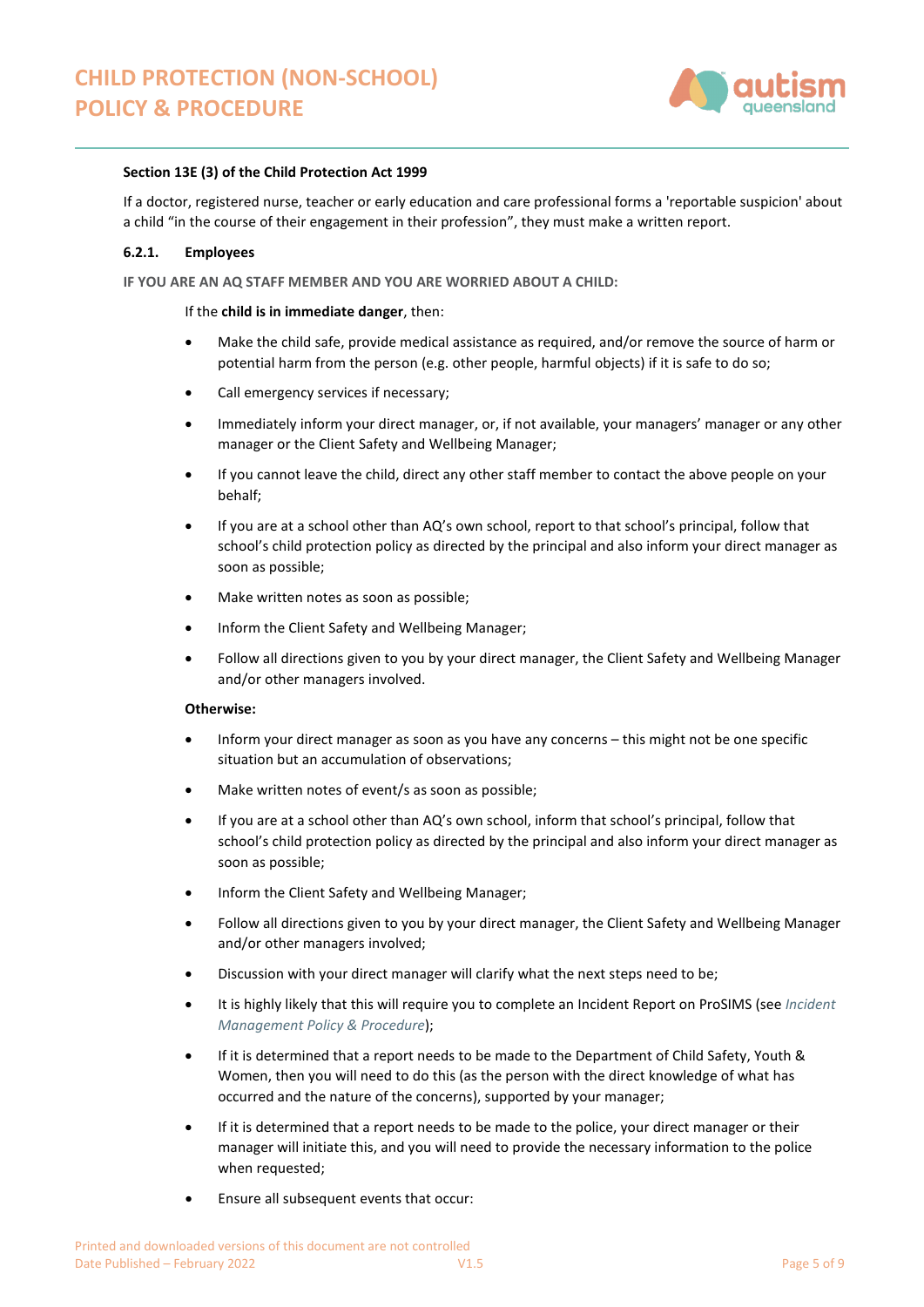**Section 13E (3) of the Child Protection Act 1999**

If a doctor, registered nurse, teacher or early education and care professional forms a 'reportable suspicion' about a child "in the course of their engagement in their profession", they must make a written report.

#### 6.2.1. Employees

IF YOU ARE AN AQ STAFF MEMBER AND YOU ARE WORRIED ABOUT A CHILD:

If the **child is in immediate danger**, then:

- Make the child safe, provide medical assistance as required, and/or remove the source of harm or potential harm from the person (e.g. other people, harmful objects) if it is safe to do so;
- Call emergency services if necessary;
- Immediately inform your direct manager, or, if not available, your managers' manager or any other manager or the Client Safety and Wellbeing Manager;
- If you cannot leave the child, direct any other staff member to contact the above people on your behalf;
- If you are at a school other than AQ's own school, report to that school's principal, follow that school's child protection policy as directed by the principal and also inform your direct manager as soon as possible;
- Make written notes as soon as possible;
- Inform the Client Safety and Wellbeing Manager;
- Follow all directions given to you by your direct manager, the Client Safety and Wellbeing Manager and/or other managers involved.

**Otherwise:**

- Inform your direct manager as soon as you have any concerns – this might not be one specific situation but an accumulation of observations;
- Make written notes of event/s as soon as possible;
- If you are at a school other than AQ's own school, inform that school's principal, follow that school's child protection policy as directed by the principal and also inform your direct manager as soon as possible;
- Inform the Client Safety and Wellbeing Manager;
- Follow all directions given to you by your direct manager, the Client Safety and Wellbeing Manager and/or other managers involved;
- Discussion with your direct manager will clarify what the next steps need to be;
- It is highly likely that this will require you to complete an Incident Report on ProSIMS (see *Incident Management Policy & Procedure*);
- If it is determined that a report needs to be made to the Department of Child Safety, Youth & Women, then you will need to do this (as the person with the direct knowledge of what has occurred and the nature of the concerns), supported by your manager;
- If it is determined that a report needs to be made to the police, your direct manager or their manager will initiate this, and you will need to provide the necessary information to the police when requested;
- Ensure all subsequent events that occur: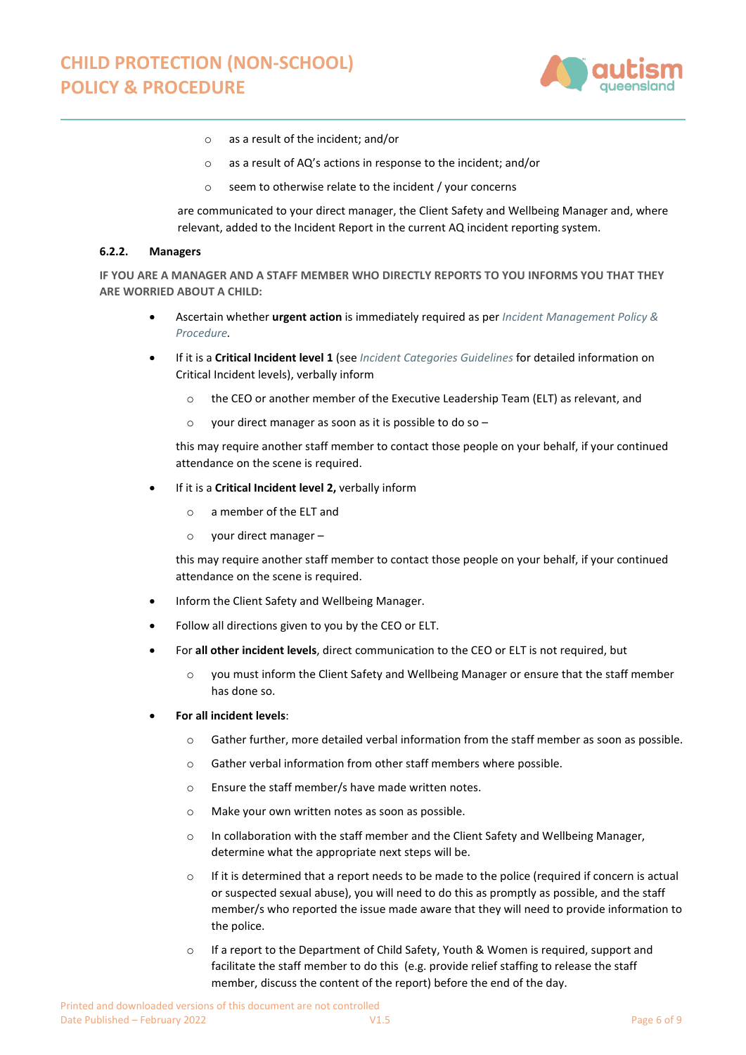- as a result of the incident; and/or
- as a result of AQ's actions in response to the incident; and/or
- seem to otherwise relate to the incident / your concerns

are communicated to your direct manager, the Client Safety and Wellbeing Manager and, where relevant, added to the Incident Report in the current AQ incident reporting system.

#### 6.2.2. Managers

**IF YOU ARE A MANAGER AND A STAFF MEMBER WHO DIRECTLY REPORTS TO YOU INFORMS YOU THAT THEY ARE WORRIED ABOUT A CHILD:**

- Ascertain whether **urgent action** is immediately required as per *Incident Management Policy & Procedure*.
- If it is a **Critical Incident level 1** (see *Incident Categories Guidelines* for detailed information on Critical Incident levels), verbally inform
  - the CEO or another member of the Executive Leadership Team (ELT) as relevant, and
  - your direct manager as soon as it is possible to do so –

  this may require another staff member to contact those people on your behalf, if your continued attendance on the scene is required.
- If it is a **Critical Incident level 2,** verbally inform
  - a member of the ELT and
  - your direct manager –

  this may require another staff member to contact those people on your behalf, if your continued attendance on the scene is required.
- Inform the Client Safety and Wellbeing Manager.
- Follow all directions given to you by the CEO or ELT.
- For **all other incident levels**, direct communication to the CEO or ELT is not required, but
  - you must inform the Client Safety and Wellbeing Manager or ensure that the staff member has done so.
- **For all incident levels**:
  - Gather further, more detailed verbal information from the staff member as soon as possible.
  - Gather verbal information from other staff members where possible.
  - Ensure the staff member/s have made written notes.
  - Make your own written notes as soon as possible.
  - In collaboration with the staff member and the Client Safety and Wellbeing Manager, determine what the appropriate next steps will be.
  - If it is determined that a report needs to be made to the police (required if concern is actual or suspected sexual abuse), you will need to do this as promptly as possible, and the staff member/s who reported the issue made aware that they will need to provide information to the police.
  - If a report to the Department of Child Safety, Youth & Women is required, support and facilitate the staff member to do this (e.g. provide relief staffing to release the staff member, discuss the content of the report) before the end of the day.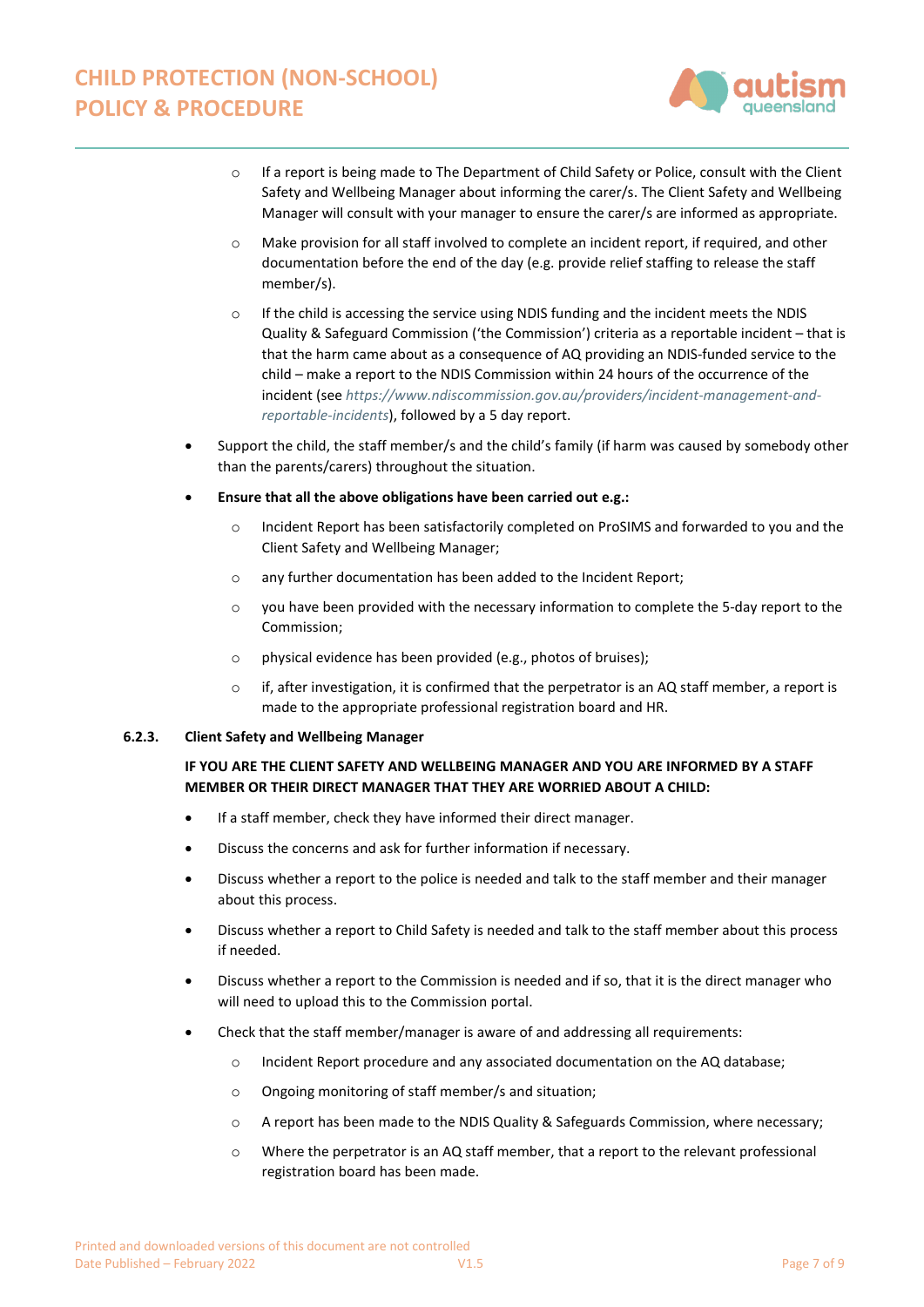- If a report is being made to The Department of Child Safety or Police, consult with the Client Safety and Wellbeing Manager about informing the carer/s. The Client Safety and Wellbeing Manager will consult with your manager to ensure the carer/s are informed as appropriate.
  - Make provision for all staff involved to complete an incident report, if required, and other documentation before the end of the day (e.g. provide relief staffing to release the staff member/s).
  - If the child is accessing the service using NDIS funding and the incident meets the NDIS Quality & Safeguard Commission ('the Commission') criteria as a reportable incident – that is that the harm came about as a consequence of AQ providing an NDIS-funded service to the child – make a report to the NDIS Commission within 24 hours of the occurrence of the incident (see *https://www.ndiscommission.gov.au/providers/incident-management-and-reportable-incidents*), followed by a 5 day report.
- Support the child, the staff member/s and the child's family (if harm was caused by somebody other than the parents/carers) throughout the situation.
- **Ensure that all the above obligations have been carried out e.g.:**
  - Incident Report has been satisfactorily completed on ProSIMS and forwarded to you and the Client Safety and Wellbeing Manager;
  - any further documentation has been added to the Incident Report;
  - you have been provided with the necessary information to complete the 5-day report to the Commission;
  - physical evidence has been provided (e.g., photos of bruises);
  - if, after investigation, it is confirmed that the perpetrator is an AQ staff member, a report is made to the appropriate professional registration board and HR.

#### 6.2.3. Client Safety and Wellbeing Manager

**IF YOU ARE THE CLIENT SAFETY AND WELLBEING MANAGER AND YOU ARE INFORMED BY A STAFF MEMBER OR THEIR DIRECT MANAGER THAT THEY ARE WORRIED ABOUT A CHILD:**

- If a staff member, check they have informed their direct manager.
- Discuss the concerns and ask for further information if necessary.
- Discuss whether a report to the police is needed and talk to the staff member and their manager about this process.
- Discuss whether a report to Child Safety is needed and talk to the staff member about this process if needed.
- Discuss whether a report to the Commission is needed and if so, that it is the direct manager who will need to upload this to the Commission portal.
- Check that the staff member/manager is aware of and addressing all requirements:
  - Incident Report procedure and any associated documentation on the AQ database;
  - Ongoing monitoring of staff member/s and situation;
  - A report has been made to the NDIS Quality & Safeguards Commission, where necessary;
  - Where the perpetrator is an AQ staff member, that a report to the relevant professional registration board has been made.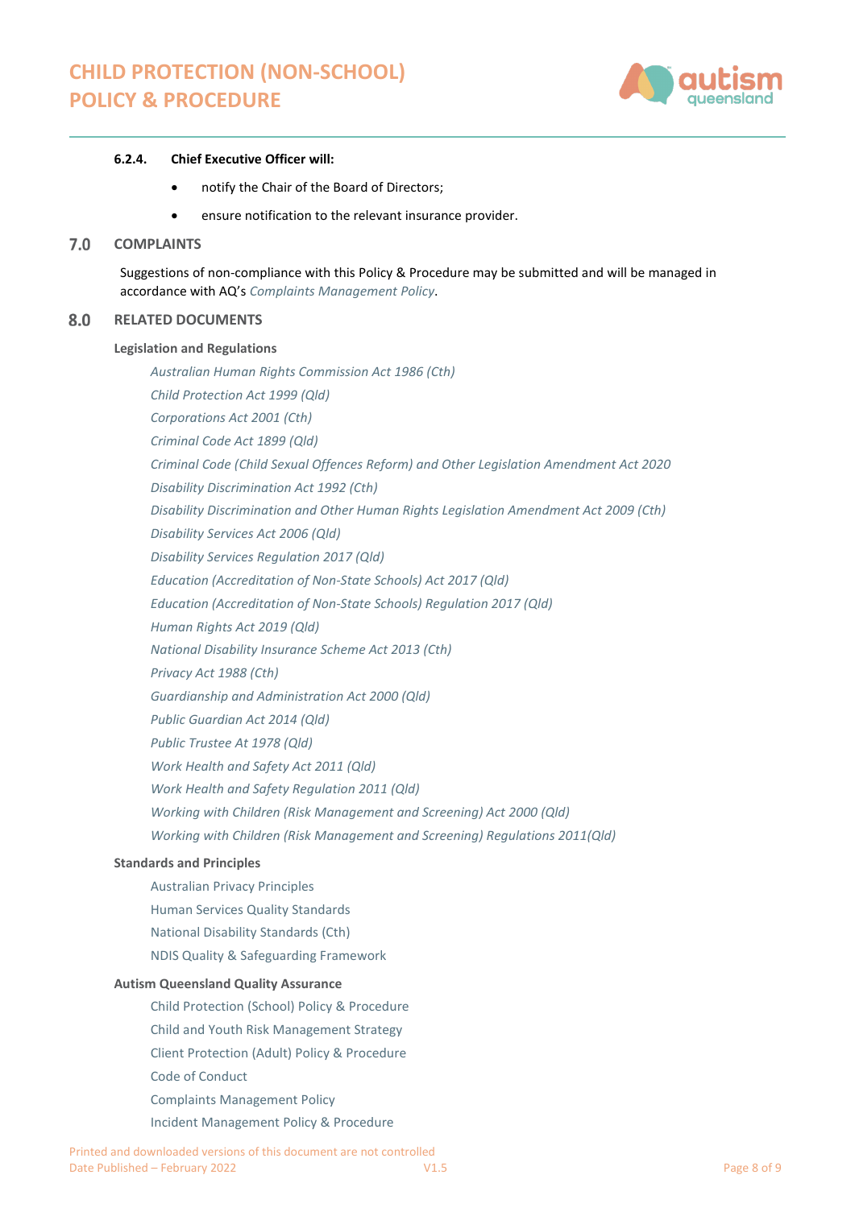#### 6.2.4. Chief Executive Officer will:

- notify the Chair of the Board of Directors;
- ensure notification to the relevant insurance provider.

## 7.0 COMPLAINTS

Suggestions of non-compliance with this Policy & Procedure may be submitted and will be managed in accordance with AQ's *Complaints Management Policy*.

## 8.0 RELATED DOCUMENTS

**Legislation and Regulations**

*Australian Human Rights Commission Act 1986 (Cth)*
*Child Protection Act 1999 (Qld)*
*Corporations Act 2001 (Cth)*
*Criminal Code Act 1899 (Qld)*
*Criminal Code (Child Sexual Offences Reform) and Other Legislation Amendment Act 2020*
*Disability Discrimination Act 1992 (Cth)*
*Disability Discrimination and Other Human Rights Legislation Amendment Act 2009 (Cth)*
*Disability Services Act 2006 (Qld)*
*Disability Services Regulation 2017 (Qld)*
*Education (Accreditation of Non-State Schools) Act 2017 (Qld)*
*Education (Accreditation of Non-State Schools) Regulation 2017 (Qld)*
*Human Rights Act 2019 (Qld)*
*National Disability Insurance Scheme Act 2013 (Cth)*
*Privacy Act 1988 (Cth)*
*Guardianship and Administration Act 2000 (Qld)*
*Public Guardian Act 2014 (Qld)*
*Public Trustee At 1978 (Qld)*
*Work Health and Safety Act 2011 (Qld)*
*Work Health and Safety Regulation 2011 (Qld)*
*Working with Children (Risk Management and Screening) Act 2000 (Qld)*
*Working with Children (Risk Management and Screening) Regulations 2011(Qld)*

**Standards and Principles**

Australian Privacy Principles
Human Services Quality Standards
National Disability Standards (Cth)
NDIS Quality & Safeguarding Framework

**Autism Queensland Quality Assurance**

Child Protection (School) Policy & Procedure
Child and Youth Risk Management Strategy
Client Protection (Adult) Policy & Procedure
Code of Conduct
Complaints Management Policy
Incident Management Policy & Procedure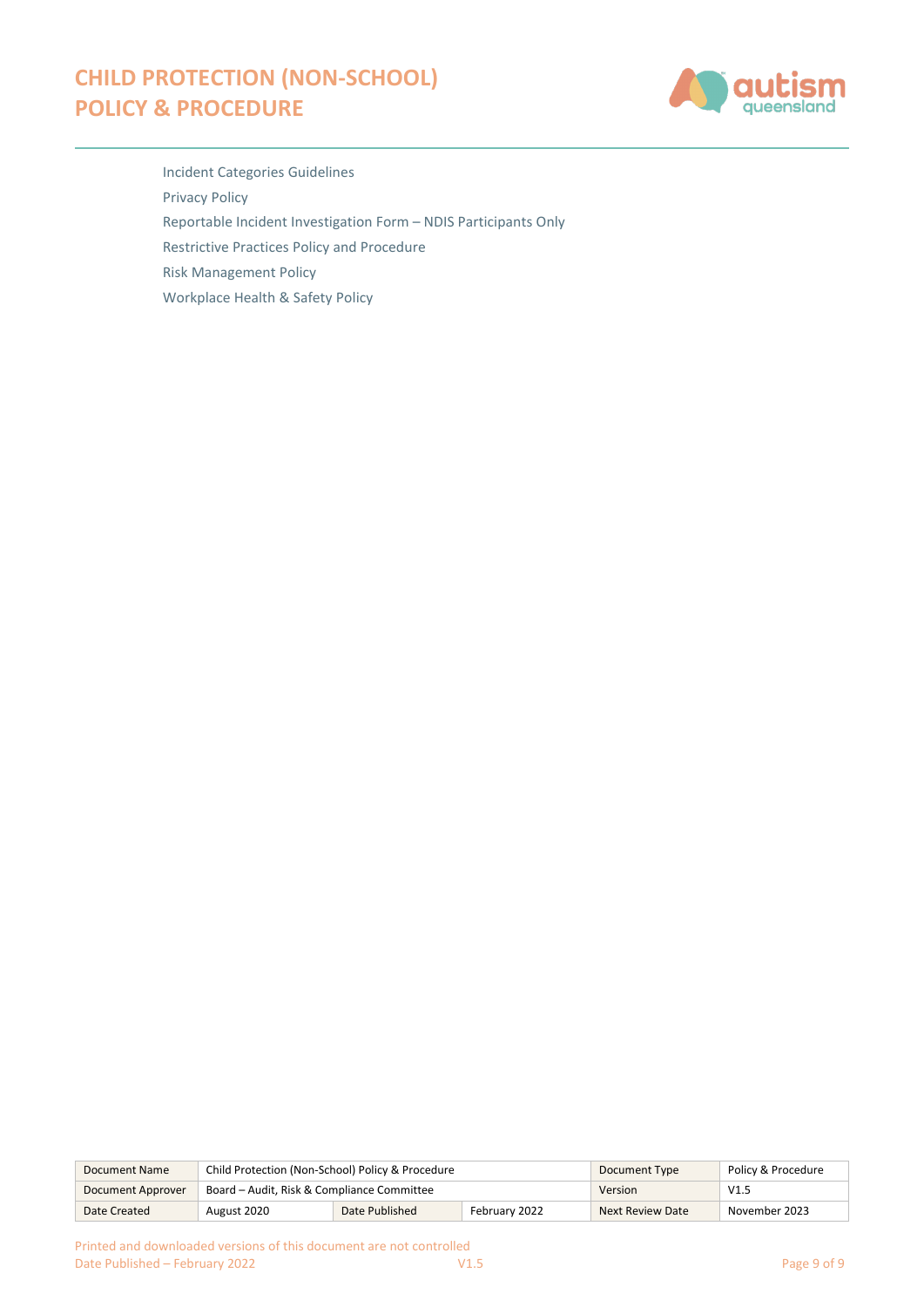Incident Categories Guidelines

Privacy Policy

Reportable Incident Investigation Form – NDIS Participants Only

Restrictive Practices Policy and Procedure

Risk Management Policy

Workplace Health & Safety Policy

| | | | | | |
|---|---|---|---|---|---|
| Document Name | Child Protection (Non-School) Policy & Procedure | | | Document Type | Policy & Procedure |
| Document Approver | Board – Audit, Risk & Compliance Committee | | | Version | V1.5 |
| Date Created | August 2020 | Date Published | February 2022 | Next Review Date | November 2023 |

Printed and downloaded versions of this document are not controlled